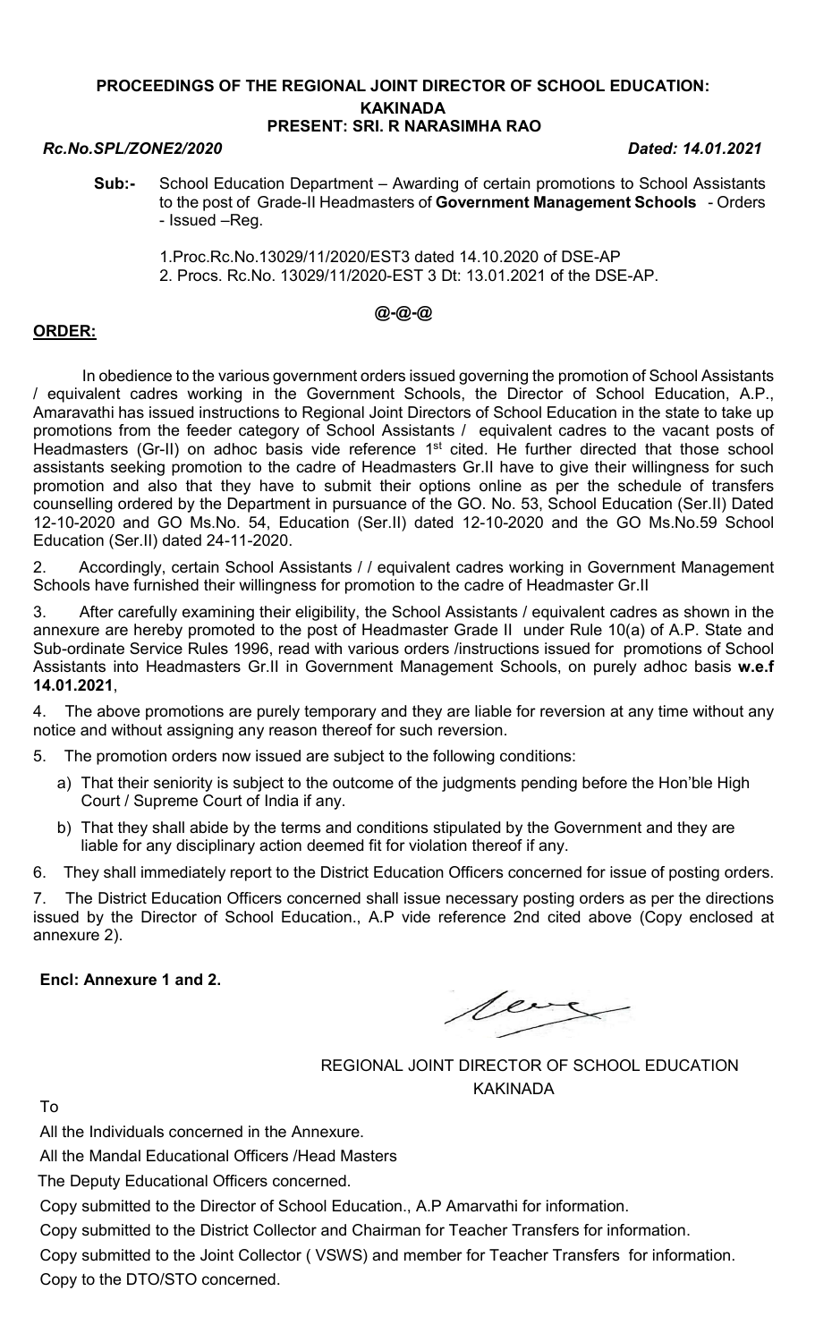# PROCEEDINGS OF THE REGIONAL JOINT DIRECTOR OF SCHOOL EDUCATION: KAKINADA

**PRESENT: SRI. R NARASIMHA RAO**

***Rc.No.SPL/ZONE2/2020*** ***Dated: 14.01.2021***

**Sub:-** School Education Department – Awarding of certain promotions to School Assistants to the post of Grade-II Headmasters of **Government Management Schools** - Orders - Issued –Reg.

1.Proc.Rc.No.13029/11/2020/EST3 dated 14.10.2020 of DSE-AP
2. Procs. Rc.No. 13029/11/2020-EST 3 Dt: 13.01.2021 of the DSE-AP.

**@-@-@**

**ORDER:**

In obedience to the various government orders issued governing the promotion of School Assistants / equivalent cadres working in the Government Schools, the Director of School Education, A.P., Amaravathi has issued instructions to Regional Joint Directors of School Education in the state to take up promotions from the feeder category of School Assistants / equivalent cadres to the vacant posts of Headmasters (Gr-II) on adhoc basis vide reference 1st cited. He further directed that those school assistants seeking promotion to the cadre of Headmasters Gr.II have to give their willingness for such promotion and also that they have to submit their options online as per the schedule of transfers counselling ordered by the Department in pursuance of the GO. No. 53, School Education (Ser.II) Dated 12-10-2020 and GO Ms.No. 54, Education (Ser.II) dated 12-10-2020 and the GO Ms.No.59 School Education (Ser.II) dated 24-11-2020.

2. Accordingly, certain School Assistants / / equivalent cadres working in Government Management Schools have furnished their willingness for promotion to the cadre of Headmaster Gr.II

3. After carefully examining their eligibility, the School Assistants / equivalent cadres as shown in the annexure are hereby promoted to the post of Headmaster Grade II under Rule 10(a) of A.P. State and Sub-ordinate Service Rules 1996, read with various orders /instructions issued for promotions of School Assistants into Headmasters Gr.II in Government Management Schools, on purely adhoc basis **w.e.f 14.01.2021**,

4. The above promotions are purely temporary and they are liable for reversion at any time without any notice and without assigning any reason thereof for such reversion.

5. The promotion orders now issued are subject to the following conditions:

a) That their seniority is subject to the outcome of the judgments pending before the Hon'ble High Court / Supreme Court of India if any.

b) That they shall abide by the terms and conditions stipulated by the Government and they are liable for any disciplinary action deemed fit for violation thereof if any.

6. They shall immediately report to the District Education Officers concerned for issue of posting orders.

7. The District Education Officers concerned shall issue necessary posting orders as per the directions issued by the Director of School Education., A.P vide reference 2nd cited above (Copy enclosed at annexure 2).

**Encl: Annexure 1 and 2.**

REGIONAL JOINT DIRECTOR OF SCHOOL EDUCATION
KAKINADA

To

All the Individuals concerned in the Annexure.

All the Mandal Educational Officers /Head Masters

The Deputy Educational Officers concerned.

Copy submitted to the Director of School Education., A.P Amarvathi for information.

Copy submitted to the District Collector and Chairman for Teacher Transfers for information.

Copy submitted to the Joint Collector ( VSWS) and member for Teacher Transfers for information.

Copy to the DTO/STO concerned.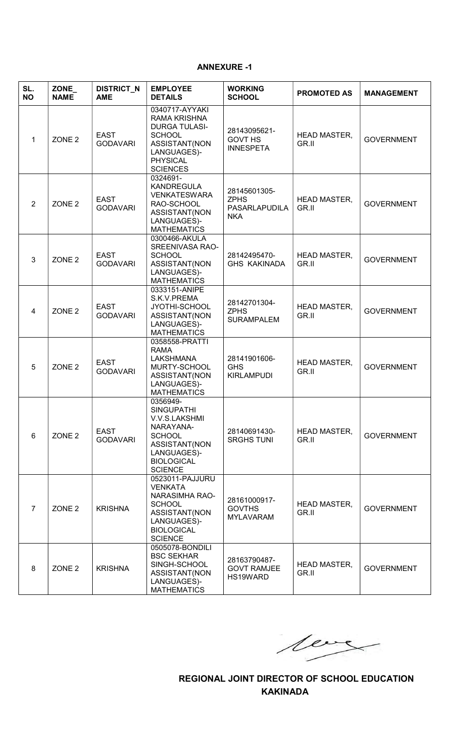## ANNEXURE -1

| SL. NO | ZONE_ NAME | DISTRICT_N AME | EMPLOYEE DETAILS | WORKING SCHOOL | PROMOTED AS | MANAGEMENT |
|---|---|---|---|---|---|---|
| 1 | ZONE 2 | EAST GODAVARI | 0340717-AYYAKI RAMA KRISHNA DURGA TULASI-SCHOOL ASSISTANT(NON LANGUAGES)-PHYSICAL SCIENCES | 28143095621-GOVT HS INNESPETA | HEAD MASTER, GR.II | GOVERNMENT |
| 2 | ZONE 2 | EAST GODAVARI | 0324691-KANDREGULA VENKATESWARA RAO-SCHOOL ASSISTANT(NON LANGUAGES)-MATHEMATICS | 28145601305-ZPHS PASARLAPUDILANKA | HEAD MASTER, GR.II | GOVERNMENT |
| 3 | ZONE 2 | EAST GODAVARI | 0300466-AKULA SREENIVASA RAO-SCHOOL ASSISTANT(NON LANGUAGES)-MATHEMATICS | 28142495470-GHS KAKINADA | HEAD MASTER, GR.II | GOVERNMENT |
| 4 | ZONE 2 | EAST GODAVARI | 0333151-ANIPE S.K.V.PREMA JYOTHI-SCHOOL ASSISTANT(NON LANGUAGES)-MATHEMATICS | 28142701304-ZPHS SURAMPALEM | HEAD MASTER, GR.II | GOVERNMENT |
| 5 | ZONE 2 | EAST GODAVARI | 0358558-PRATTI RAMA LAKSHMANA MURTY-SCHOOL ASSISTANT(NON LANGUAGES)-MATHEMATICS | 28141901606-GHS KIRLAMPUDI | HEAD MASTER, GR.II | GOVERNMENT |
| 6 | ZONE 2 | EAST GODAVARI | 0356949-SINGUPATHI V.V.S.LAKSHMI NARAYANA-SCHOOL ASSISTANT(NON LANGUAGES)-BIOLOGICAL SCIENCE | 28140691430-SRGHS TUNI | HEAD MASTER, GR.II | GOVERNMENT |
| 7 | ZONE 2 | KRISHNA | 0523011-PAJJURU VENKATA NARASIMHA RAO-SCHOOL ASSISTANT(NON LANGUAGES)-BIOLOGICAL SCIENCE | 28161000917-GOVTHS MYLAVARAM | HEAD MASTER, GR.II | GOVERNMENT |
| 8 | ZONE 2 | KRISHNA | 0505078-BONDILI BSC SEKHAR SINGH-SCHOOL ASSISTANT(NON LANGUAGES)-MATHEMATICS | 28163790487-GOVT RAMJEE HS19WARD | HEAD MASTER, GR.II | GOVERNMENT |

**REGIONAL JOINT DIRECTOR OF SCHOOL EDUCATION**
**KAKINADA**